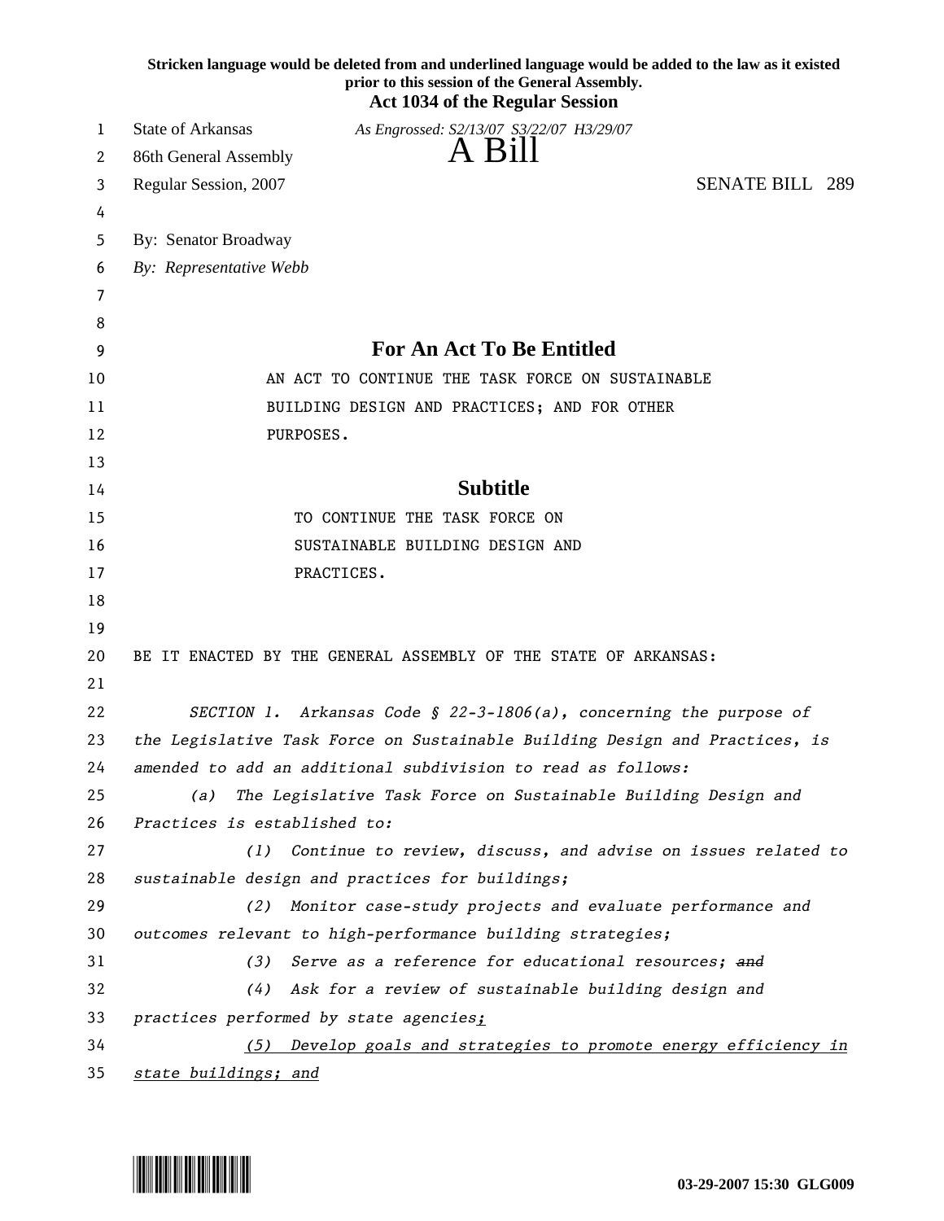**Stricken language would be deleted from and underlined language would be added to the law as it existed prior to this session of the General Assembly.**

**Act 1034 of the Regular Session**

State of Arkansas *As Engrossed: S2/13/07 S3/22/07 H3/29/07*

86th General Assembly

# A Bill

Regular Session, 2007 SENATE BILL 289

By: Senator Broadway

*By: Representative Webb*

## For An Act To Be Entitled

AN ACT TO CONTINUE THE TASK FORCE ON SUSTAINABLE BUILDING DESIGN AND PRACTICES; AND FOR OTHER PURPOSES.

## Subtitle

TO CONTINUE THE TASK FORCE ON SUSTAINABLE BUILDING DESIGN AND PRACTICES.

BE IT ENACTED BY THE GENERAL ASSEMBLY OF THE STATE OF ARKANSAS:

*SECTION 1. Arkansas Code § 22-3-1806(a), concerning the purpose of the Legislative Task Force on Sustainable Building Design and Practices, is amended to add an additional subdivision to read as follows:*

*(a) The Legislative Task Force on Sustainable Building Design and Practices is established to:*

*(1) Continue to review, discuss, and advise on issues related to sustainable design and practices for buildings;*

*(2) Monitor case-study projects and evaluate performance and outcomes relevant to high-performance building strategies;*

*(3) Serve as a reference for educational resources;* ~~*and*~~

*(4) Ask for a review of sustainable building design and practices performed by state agencies*<u>*;*</u>

<u>*(5) Develop goals and strategies to promote energy efficiency in state buildings; and*</u>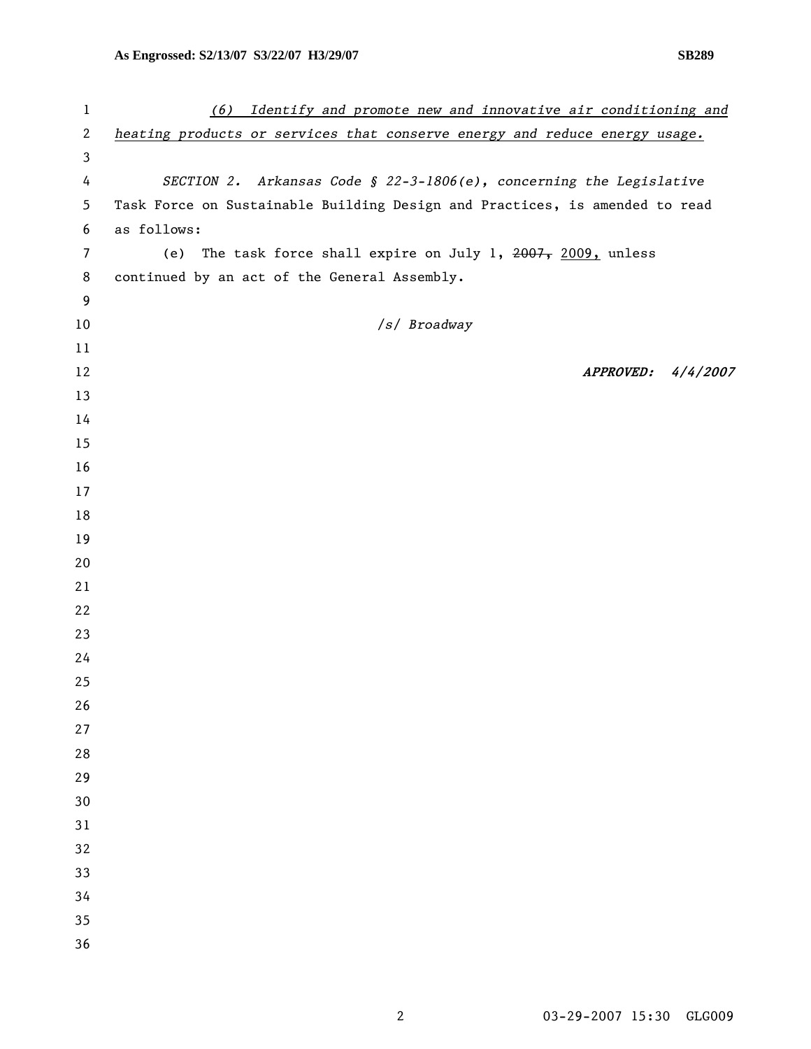*(6) Identify and promote new and innovative air conditioning and heating products or services that conserve energy and reduce energy usage.*

*SECTION 2. Arkansas Code § 22-3-1806(e), concerning the Legislative* Task Force on Sustainable Building Design and Practices, is amended to read as follows:

(e) The task force shall expire on July 1, ~~2007,~~ 2009, unless continued by an act of the General Assembly.

*/s/ Broadway*

***APPROVED: 4/4/2007***